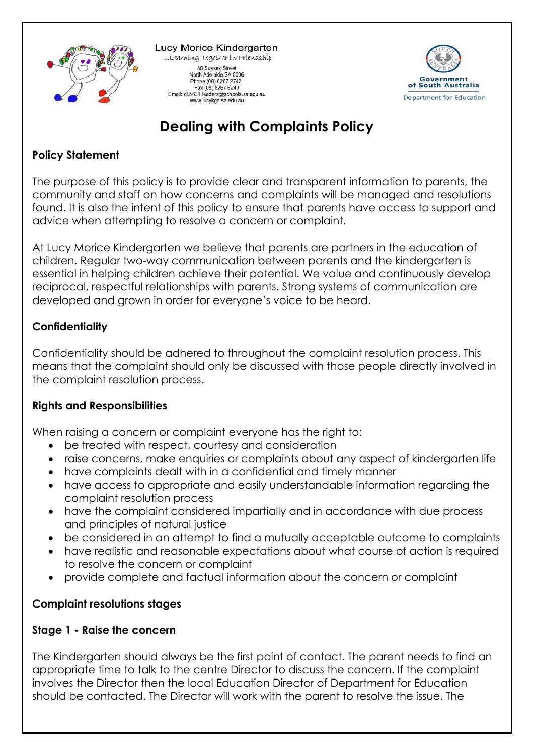Lucy Morice Kindergarten
...Learning Together in Friendship
80 Sussex Street
North Adelaide SA 5006
Phone (08) 8267 2742
Fax (08) 8267 6249
Email: dl.5631.leaders@schools.sa.edu.au
www.lucykgn.sa.edu.au

Government of South Australia
Department for Education

# Dealing with Complaints Policy

## Policy Statement

The purpose of this policy is to provide clear and transparent information to parents, the community and staff on how concerns and complaints will be managed and resolutions found. It is also the intent of this policy to ensure that parents have access to support and advice when attempting to resolve a concern or complaint.

At Lucy Morice Kindergarten we believe that parents are partners in the education of children. Regular two-way communication between parents and the kindergarten is essential in helping children achieve their potential. We value and continuously develop reciprocal, respectful relationships with parents. Strong systems of communication are developed and grown in order for everyone's voice to be heard.

## Confidentiality

Confidentiality should be adhered to throughout the complaint resolution process. This means that the complaint should only be discussed with those people directly involved in the complaint resolution process.

## Rights and Responsibilities

When raising a concern or complaint everyone has the right to:

- be treated with respect, courtesy and consideration
- raise concerns, make enquiries or complaints about any aspect of kindergarten life
- have complaints dealt with in a confidential and timely manner
- have access to appropriate and easily understandable information regarding the complaint resolution process
- have the complaint considered impartially and in accordance with due process and principles of natural justice
- be considered in an attempt to find a mutually acceptable outcome to complaints
- have realistic and reasonable expectations about what course of action is required to resolve the concern or complaint
- provide complete and factual information about the concern or complaint

## Complaint resolutions stages

### Stage 1 - Raise the concern

The Kindergarten should always be the first point of contact. The parent needs to find an appropriate time to talk to the centre Director to discuss the concern. If the complaint involves the Director then the local Education Director of Department for Education should be contacted. The Director will work with the parent to resolve the issue. The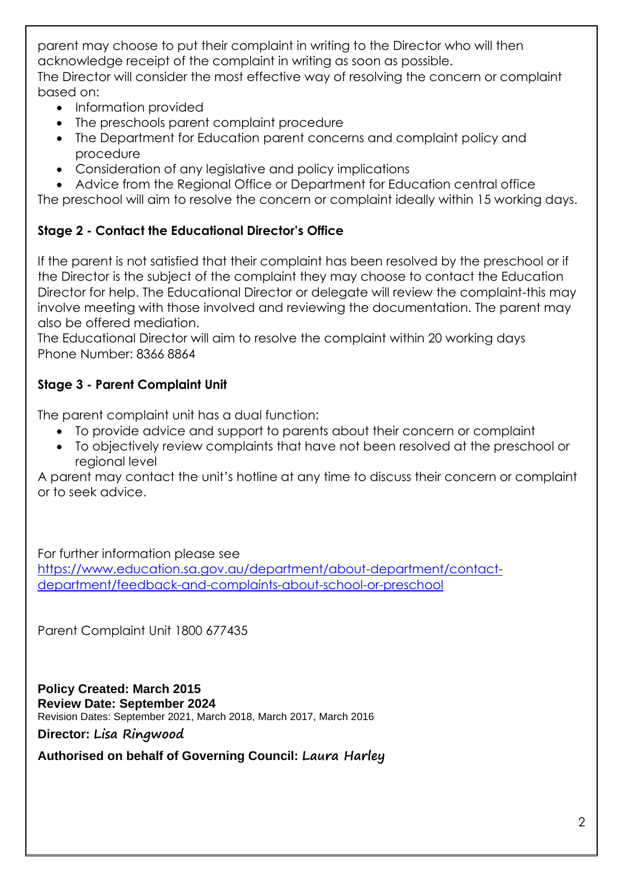parent may choose to put their complaint in writing to the Director who will then acknowledge receipt of the complaint in writing as soon as possible.
The Director will consider the most effective way of resolving the concern or complaint based on:

- Information provided
- The preschools parent complaint procedure
- The Department for Education parent concerns and complaint policy and procedure
- Consideration of any legislative and policy implications
- Advice from the Regional Office or Department for Education central office

The preschool will aim to resolve the concern or complaint ideally within 15 working days.

**Stage 2 - Contact the Educational Director's Office**

If the parent is not satisfied that their complaint has been resolved by the preschool or if the Director is the subject of the complaint they may choose to contact the Education Director for help. The Educational Director or delegate will review the complaint-this may involve meeting with those involved and reviewing the documentation. The parent may also be offered mediation.
The Educational Director will aim to resolve the complaint within 20 working days
Phone Number: 8366 8864

**Stage 3 - Parent Complaint Unit**

The parent complaint unit has a dual function:

- To provide advice and support to parents about their concern or complaint
- To objectively review complaints that have not been resolved at the preschool or regional level

A parent may contact the unit's hotline at any time to discuss their concern or complaint or to seek advice.

For further information please see
https://www.education.sa.gov.au/department/about-department/contact-department/feedback-and-complaints-about-school-or-preschool

Parent Complaint Unit 1800 677435

**Policy Created: March 2015**
**Review Date: September 2024**
Revision Dates: September 2021, March 2018, March 2017, March 2016

**Director:** *Lisa Ringwood*

**Authorised on behalf of Governing Council:** *Laura Harley*